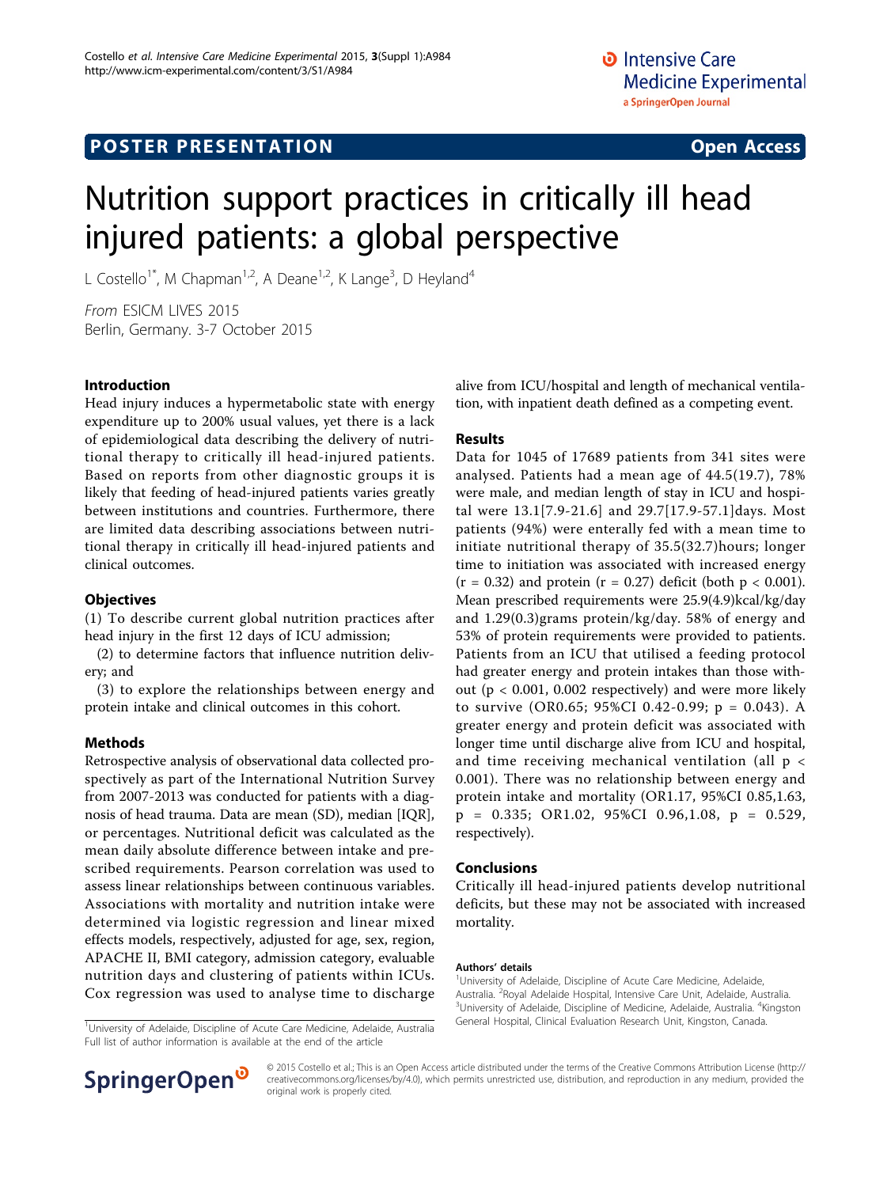POSTER PRESENTATION — Open Access

# Nutrition support practices in critically ill head injured patients: a global perspective

L Costello[1*], M Chapman[1,2], A Deane[1,2], K Lange[3], D Heyland[4]

*From* ESICM LIVES 2015
Berlin, Germany. 3-7 October 2015

## Introduction

Head injury induces a hypermetabolic state with energy expenditure up to 200% usual values, yet there is a lack of epidemiological data describing the delivery of nutritional therapy to critically ill head-injured patients. Based on reports from other diagnostic groups it is likely that feeding of head-injured patients varies greatly between institutions and countries. Furthermore, there are limited data describing associations between nutritional therapy in critically ill head-injured patients and clinical outcomes.

## Objectives

(1) To describe current global nutrition practices after head injury in the first 12 days of ICU admission;

(2) to determine factors that influence nutrition delivery; and

(3) to explore the relationships between energy and protein intake and clinical outcomes in this cohort.

## Methods

Retrospective analysis of observational data collected prospectively as part of the International Nutrition Survey from 2007-2013 was conducted for patients with a diagnosis of head trauma. Data are mean (SD), median [IQR], or percentages. Nutritional deficit was calculated as the mean daily absolute difference between intake and prescribed requirements. Pearson correlation was used to assess linear relationships between continuous variables. Associations with mortality and nutrition intake were determined via logistic regression and linear mixed effects models, respectively, adjusted for age, sex, region, APACHE II, BMI category, admission category, evaluable nutrition days and clustering of patients within ICUs. Cox regression was used to analyse time to discharge alive from ICU/hospital and length of mechanical ventilation, with inpatient death defined as a competing event.

## Results

Data for 1045 of 17689 patients from 341 sites were analysed. Patients had a mean age of 44.5(19.7), 78% were male, and median length of stay in ICU and hospital were 13.1[7.9-21.6] and 29.7[17.9-57.1]days. Most patients (94%) were enterally fed with a mean time to initiate nutritional therapy of 35.5(32.7)hours; longer time to initiation was associated with increased energy ($r = 0.32$) and protein ($r = 0.27$) deficit (both $p < 0.001$). Mean prescribed requirements were 25.9(4.9)kcal/kg/day and 1.29(0.3)grams protein/kg/day. 58% of energy and 53% of protein requirements were provided to patients. Patients from an ICU that utilised a feeding protocol had greater energy and protein intakes than those without ($p < 0.001$, 0.002 respectively) and were more likely to survive (OR0.65; 95%CI 0.42-0.99; $p = 0.043$). A greater energy and protein deficit was associated with longer time until discharge alive from ICU and hospital, and time receiving mechanical ventilation (all $p < 0.001$). There was no relationship between energy and protein intake and mortality (OR1.17, 95%CI 0.85,1.63, $p = 0.335$; OR1.02, 95%CI 0.96,1.08, $p = 0.529$, respectively).

## Conclusions

Critically ill head-injured patients develop nutritional deficits, but these may not be associated with increased mortality.

### Authors' details

[1]University of Adelaide, Discipline of Acute Care Medicine, Adelaide, Australia. [2]Royal Adelaide Hospital, Intensive Care Unit, Adelaide, Australia. [3]University of Adelaide, Discipline of Medicine, Adelaide, Australia. [4]Kingston General Hospital, Clinical Evaluation Research Unit, Kingston, Canada.

[1]University of Adelaide, Discipline of Acute Care Medicine, Adelaide, Australia
Full list of author information is available at the end of the article

© 2015 Costello et al.; This is an Open Access article distributed under the terms of the Creative Commons Attribution License (http://creativecommons.org/licenses/by/4.0), which permits unrestricted use, distribution, and reproduction in any medium, provided the original work is properly cited.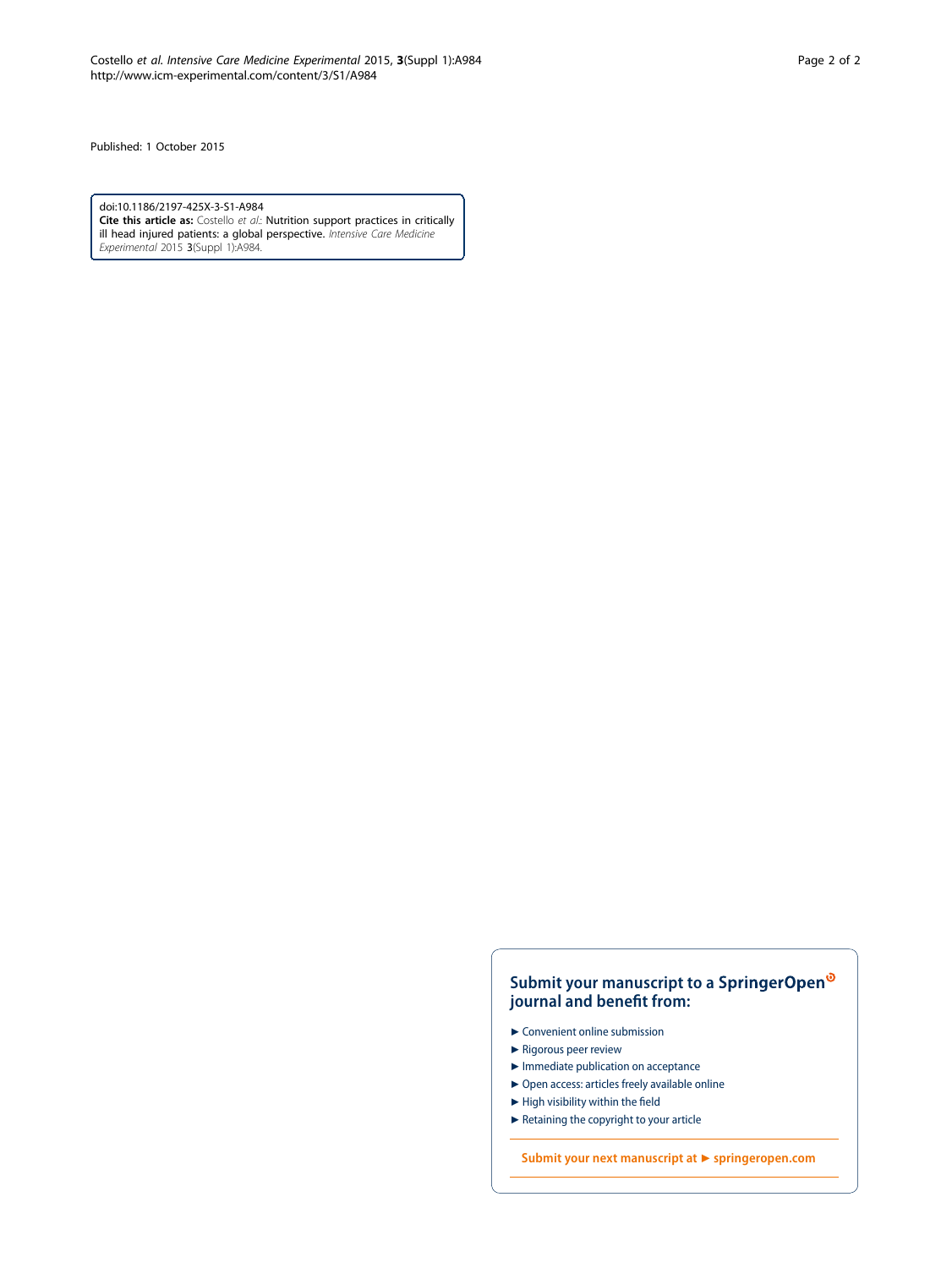Published: 1 October 2015

doi:10.1186/2197-425X-3-S1-A984
**Cite this article as:** Costello *et al.*: Nutrition support practices in critically ill head injured patients: a global perspective. *Intensive Care Medicine Experimental* 2015 **3**(Suppl 1):A984.

**Submit your manuscript to a SpringerOpen journal and benefit from:**

- ► Convenient online submission
- ► Rigorous peer review
- ► Immediate publication on acceptance
- ► Open access: articles freely available online
- ► High visibility within the field
- ► Retaining the copyright to your article

**Submit your next manuscript at ► springeropen.com**